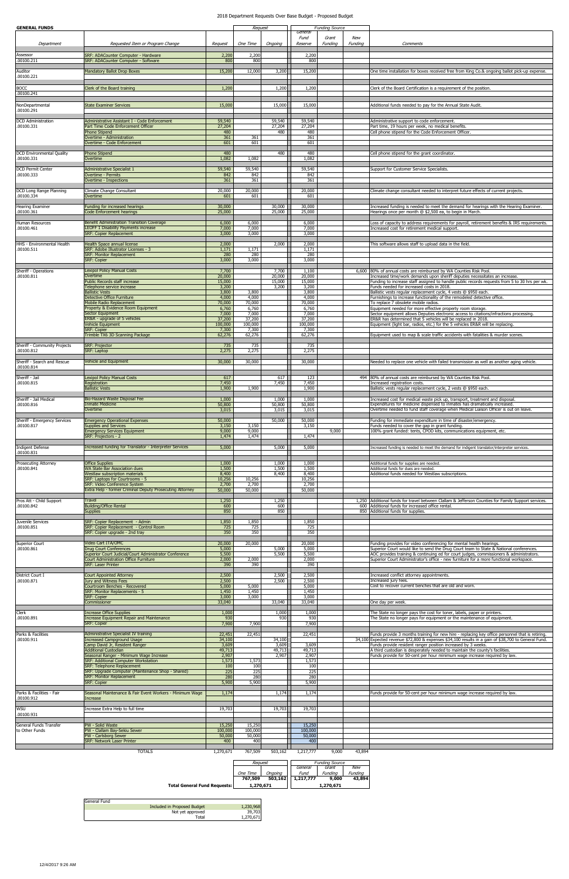## 2018 Department Requests Over Base Budget - Proposed Budget

**GENERAL FUNDS**

| Department | Requested Item or Program Change | Request | One Time | Ongoing | General Fund Reserve | Grant Funding | New Funding | Comments |
|---|---|---|---|---|---|---|---|---|
| Assessor .00100.211 | SRF: ADACounter Computer - Hardware | 2,200 | 2,200 | | 2,200 | | | |
| | SRF: ADACounter Computer - Software | 800 | 800 | | 800 | | | |
| Auditor .00100.221 | Mandatory Ballot Drop Boxes | 15,200 | 12,000 | 3,200 | 15,200 | | | One time installation for boxes received free from King Co.& ongoing ballot pick-up expense. |
| BOCC .00100.241 | Clerk of the Board training | 1,200 | | 1,200 | 1,200 | | | Clerk of the Board Certification is a requirement of the position. |
| NonDepartmental .00100.291 | State Examiner Services | 15,000 | | 15,000 | 15,000 | | | Additional funds needed to pay for the Annual State Audit. |
| DCD Administration .00100.331 | Administrative Assistant I - Code Enforcement | 59,540 | | 59,540 | 59,540 | | | Administrative support to code enforcement. |
| | Part Time Code Enforcement Officer | 27,204 | | 27,204 | 27,204 | | | Part time, 19 hours per week, no medical benefits. |
| | Phone Stipend | 480 | | 480 | 480 | | | Cell phone stipend for the Code Enforcement Officer. |
| | Overtime - Administration | 361 | 361 | | 361 | | | |
| | Overtime - Code Enforcement | 601 | 601 | | 601 | | | |
| DCD Environmental Quality .00100.331 | Phone Stipend | 480 | | 480 | 480 | | | Cell phone stipend for the grant coordinator. |
| | Overtime | 1,082 | 1,082 | | 1,082 | | | |
| DCD Permit Center .00100.333 | Administrative Specialist 1 | 59,540 | 59,540 | | 59,540 | | | Support for Customer Service Specialists. |
| | Overtime - Permits | 842 | 842 | | 842 | | | |
| | Overtime - Inspections | 361 | 361 | | 361 | | | |
| DCD Long Range Planning .00100.334 | Climate Change Consultant | 20,000 | 20,000 | | 20,000 | | | Climate change consultant needed to interpret future effects of current projects. |
| | Overtime | 601 | 601 | | 601 | | | |
| Hearing Examiner .00100.361 | Funding for increased hearings | 30,000 | | 30,000 | 30,000 | | | Increased funding is needed to meet the demand for hearings with the Hearing Examiner. |
| | Code Enforcement hearings | 25,000 | | 25,000 | 25,000 | | | Hearings once per month @ $2,500 ea, to begin in March. |
| Human Resources .00100.461 | Benefit Administration Transition Coverage | 6,000 | 6,000 | | 6,000 | | | Loss of capacity to address requirements for payroll, retirement benefits & IRS requirements. |
| | LEOFF 1 Disability Payments increase | 7,000 | 7,000 | | 7,000 | | | Increased cost for retirement medical support. |
| | SRF: Copier Replacement | 3,000 | 3,000 | | 3,000 | | | |
| HHS - Environmental Health .00100.511 | Health Space annual license | 2,000 | | 2,000 | 2,000 | | | This software allows staff to upload data in the field. |
| | SRF: Adobe Illustrator Licenses - 3 | 1,171 | 1,171 | | 1,171 | | | |
| | SRF: Monitor Replacement | 280 | 280 | | 280 | | | |
| | SRF: Copier | 3,000 | 3,000 | | 3,000 | | | |
| Sheriff - Operations .00100.811 | Lexipol Policy Manual Costs | 7,700 | | 7,700 | 1,100 | | 6,600 | 80% of annual costs are reimbursed by WA Counties Risk Pool. |
| | Overtime | 20,000 | | 20,000 | 20,000 | | | Increased time/work demands upon sheriff deputies necessitates an increase. |
| | Public Records staff increase | 15,000 | | 15,000 | 15,000 | | | Funding to increase staff assigned to handle public records requests from 5 to 30 hrs per wk. |
| | Telephone service increase | 3,200 | | 3,200 | 3,200 | | | Funds needed for increased costs in 2018. |
| | Ballistic Vests | 3,800 | 3,800 | | 3,800 | | | Ballistic vests regular replacement cycle, 4 vests @ $950 each. |
| | Detective Office Furniture | 4,000 | 4,000 | | 4,000 | | | Furnishings to increase functionality of the remodeled detective office. |
| | Mobile Radio Replacement | 70,000 | 70,000 | | 70,000 | | | To replace 7 obsolete mobile radios. |
| | Property & Evidence Room Equipment | 6,760 | 6,760 | | 6,760 | | | Equipment needed for more effective property room storage. |
| | Sector Equipment | 7,000 | 7,000 | | 7,000 | | | Sector equipment allows Deputies electronic access to citations/infractions processing. |
| | ER&R - upgrade of 5 vehicles | 37,200 | 37,200 | | 37,200 | | | ER&R has determined that 5 vehicles will be replaced in 2018. |
| | Vehicle Equipment | 100,000 | 100,000 | | 100,000 | | | Equipment (light bar, radios, etc.) for the 5 vehicles ER&R will be replacing. |
| | SRF: Copier | 7,300 | 7,300 | | 7,300 | | | |
| | Trimble TX6 3D Scanning Package | 62,276 | 62,276 | | 62,276 | | | Equipment used to map & scale traffic accidents with fatalities & murder scenes. |
| Sheriff - Community Projects .00100.812 | SRF: Projector | 735 | 735 | | 735 | | | |
| | SRF: Laptop | 2,275 | 2,275 | | 2,275 | | | |
| Sheriff - Search and Rescue .00100.814 | Vehicle and Equipment | 30,000 | 30,000 | | 30,000 | | | Needed to replace one vehicle with failed transmission as well as another aging vehicle. |
| Sheriff - Jail .00100.815 | Lexipol Policy Manual Costs | 617 | | 617 | 123 | | 494 | 80% of annual costs are reimbursed by WA Counties Risk Pool. |
| | Registration | 7,450 | | 7,450 | 7,450 | | | Increased registration costs. |
| | Ballistic Vests | 1,900 | 1,900 | | 1,900 | | | Ballistic vests regular replacement cycle, 2 vests @ $950 each. |
| Sheriff - Jail Medical .00100.816 | Bio-Hazard Waste Disposal Fee | 1,000 | | 1,000 | 1,000 | | | Increased cost for medical waste pick up, transport, treatment and disposal. |
| | Inmate Medicine | 50,800 | | 50,800 | 50,800 | | | Expenditures for medicine dispensed to inmates has dramatically increased. |
| | Overtime | 3,015 | | 3,015 | 3,015 | | | Overtime needed to fund staff coverage when Medical Liaison Officer is out on leave. |
| Sheriff - Emergency Services .00100.817 | Emergency Operational Expenses | 50,000 | | 50,000 | 50,000 | | | Funding for immediate expenditure in time of disaster/emergency. |
| | Supplies and Services | 3,150 | 3,150 | | 3,150 | | | Funds needed to cover the gap in grant funding. |
| | Emergency Services Equipment | 9,000 | 9,000 | | | 9,000 | | 100% grant funded: tents, CPOD kits, communications equipment, etc. |
| | SRF: Projectors - 2 | 1,474 | 1,474 | | 1,474 | | | |
| Indigent Defense .00100.831 | Increased funding for Translator - Interpreter Services | 5,000 | | 5,000 | 5,000 | | | Increased funding is needed to meet the demand for indigent translator/interpreter services. |
| Prosecuting Attorney .00100.841 | Office Supplies | 1,000 | | 1,000 | 1,000 | | | Additional funds for supplies are needed. |
| | WA State Bar Association dues | 1,500 | | 1,500 | 1,500 | | | Additional funds for dues are needed. |
| | Westlaw subscription materials | 8,400 | | 8,400 | 8,400 | | | Additional funds needed for Westlaw subscriptions. |
| | SRF: Laptops for Courtrooms - 5 | 10,256 | 10,256 | | 10,256 | | | |
| | SRF: Video Conference System | 2,700 | 2,700 | | 2,700 | | | |
| | Extra Help - former Criminal Deputy Prosecuting Attorney | 50,000 | 50,000 | | 50,000 | | | |
| Pros Att - Child Support .00100.842 | Travel | 1,250 | | 1,250 | | | 1,250 | Additional funds for travel between Clallam & Jefferson Counties for Family Support services. |
| | Building/Office Rental | 600 | | 600 | | | 600 | Additional funds for increased office rental. |
| | Supplies | 850 | | 850 | | | 850 | Additional funds for supplies. |
| Juvenile Services .00100.851 | SRF: Copier Replacement - Admin | 1,850 | 1,850 | | 1,850 | | | |
| | SRF: Copier Replacement - Control Room | 725 | 725 | | 725 | | | |
| | SRF: Copier upgrade - 2nd tray | 350 | 350 | | 350 | | | |
| Superior Court .00100.861 | Video Cart ITA/OMC | 20,000 | 20,000 | | 20,000 | | | Funding provides for video conferencing for mental health hearings. |
| | Drug Court Conferences | 5,000 | | 5,000 | 5,000 | | | Superior Court would like to send the Drug Court team to State & National conferences. |
| | Superior Court Judicial/Court Administrator Conference | 5,500 | | 5,500 | 5,500 | | | AOC provides training & continuing ed for court judges, commissioners & administrators. |
| | Court Administration Office Furniture | 2,000 | 2,000 | | 2,000 | | | Superior Court Administrator's office - new furniture for a more functional workspace. |
| | SRF: Laser Printer | 390 | 390 | | 390 | | | |
| District Court I .00100.871 | Court Appointed Attorney | 2,500 | | 2,500 | 2,500 | | | Increased conflict attorney appointments. |
| | Jury and Witness Fees | 2,500 | | 2,500 | 2,500 | | | Increased jury fees. |
| | Courtroom Benches - Recovered | 5,000 | 5,000 | | 5,000 | | | Cost to recover current benches that are old and worn. |
| | SRF: Monitor Replacements - 5 | 1,450 | 1,450 | | 1,450 | | | |
| | SRF: Copier | 3,000 | 3,000 | | 3,000 | | | |
| | Commissioner | 33,040 | | 33,040 | 33,040 | | | One day per week. |
| Clerk .00100.891 | Increase Office Supplies | 1,000 | | 1,000 | 1,000 | | | The State no longer pays the cost for toner, labels, paper or printers. |
| | Increase Equipment Repair and Maintenance | 930 | | 930 | 930 | | | The State no longer pays for equipment or the maintenance of equipment. |
| | SRF: Copier | 7,900 | 7,900 | | 7,900 | | | |
| Parks & Facilities .00100.911 | Administrative Specialist IV training | 22,451 | 22,451 | | 22,451 | | | Funds provide 3 months training for new hire - replacing key office personnel that is retiring. |
| | Increased Campground Usage | 34,100 | | 34,100 | | | 34,100 | Expected revenue $72,800 & expenses $34,100 results in a gain of $38,700 to General Fund. |
| | Camp David Jr, Resident Ranger | 3,609 | | 3,609 | 3,609 | | | Funds provide resident ranger position increased by 3 weeks. |
| | Additional Custodian | 49,713 | | 49,713 | 49,713 | | | A third custodian is desperately needed to maintain the county's facilities. |
| | Seasonal Ranger - Minimum Wage Increase | 2,907 | | 2,907 | 2,907 | | | Funds provide for 50-cent per hour minimum wage increase required by law. |
| | SRF: Additional Computer Workstation | 1,573 | 1,573 | | 1,573 | | | |
| | SRF: Telephone Replacement | 100 | 100 | | 100 | | | |
| | SRF: Upgrade Computer (Maintenance Shop - Shared) | 225 | 225 | | 225 | | | |
| | SRF: Monitor Replacement | 280 | 280 | | 280 | | | |
| | SRF: Copier | 5,900 | 5,900 | | 5,900 | | | |
| Parks & Facilities - Fair .00100.912 | Seasonal Maintenance & Fair Event Workers - Minimum Wage Increase | 1,174 | | 1,174 | 1,174 | | | Funds provide for 50-cent per hour minimum wage increase required by law. |
| WSU .00100.931 | Increase Extra Help to full time | 19,703 | | 19,703 | 19,703 | | | |
| General Funds Transfer to Other Funds | PW - Solid Waste | 15,250 | 15,250 | | 15,250 | | | |
| | PW - Clallam Bay-Sekiu Sewer | 100,000 | 100,000 | | 100,000 | | | |
| | PW - Carlsborg Sewer | 50,000 | 50,000 | | 50,000 | | | |
| | SRF: Network Laser Printer | 400 | 400 | | 400 | | | |
| | TOTALS | 1,270,671 | 767,509 | 503,162 | 1,217,777 | 9,000 | 43,894 | |

| | Request: One Time | Request: Ongoing | Funding Source: General Fund | Funding Source: Grant Funding | Funding Source: New Funding |
|---|---|---|---|---|---|
| | 767,509 | 503,162 | 1,217,777 | 9,000 | 43,894 |
| **Total General Fund Requests:** | 1,270,671 | | 1,270,671 | | |

| General Fund | |
|---|---|
| Included in Proposed Budget | 1,230,968 |
| Not yet approved | 39,703 |
| Total | 1,270,671 |

12/4/2017 9:26 AM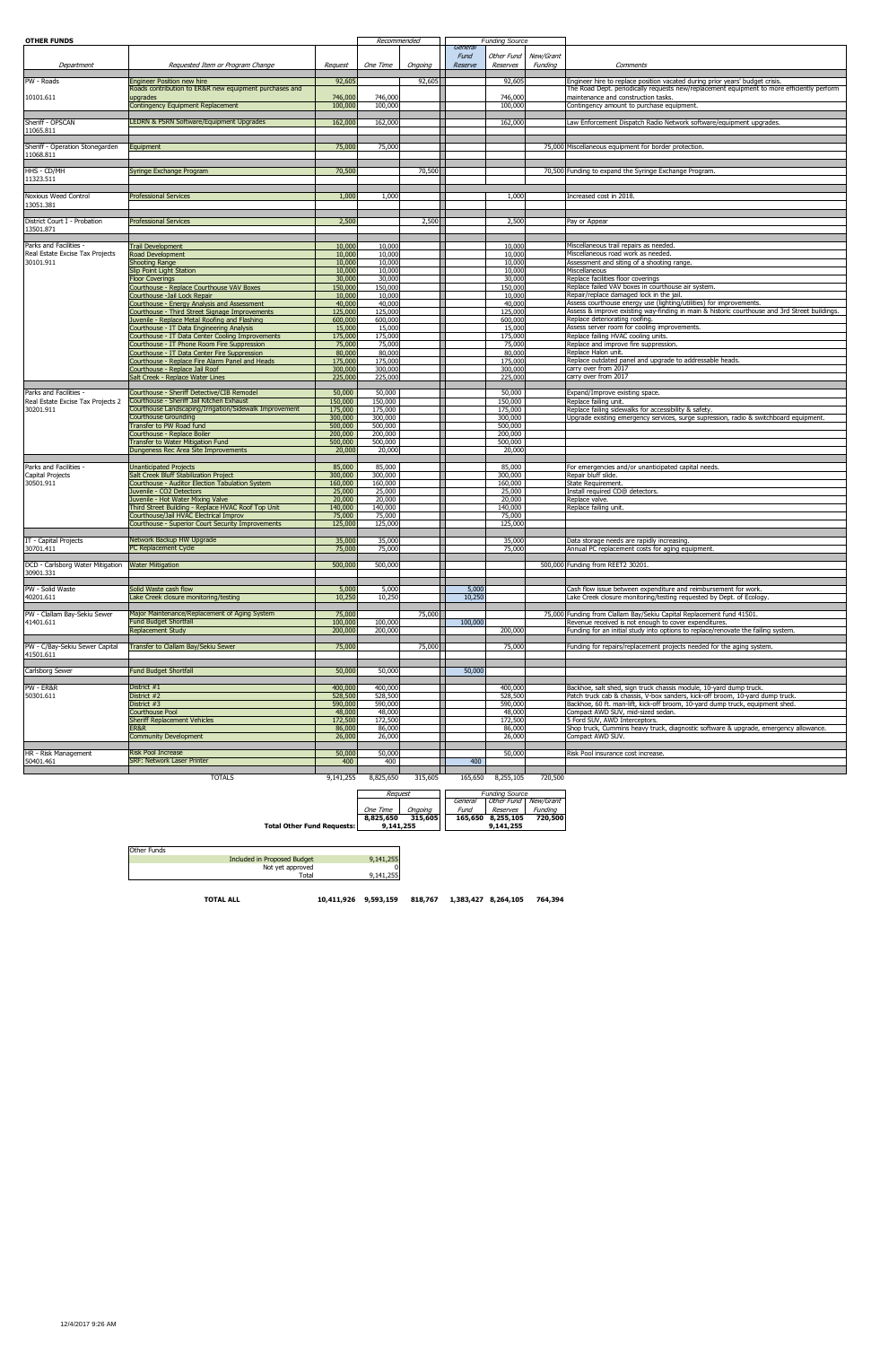## OTHER FUNDS

| Department | Requested Item or Program Change | Request | Recommended One Time | Recommended Ongoing | Funding Source General Fund Reserve | Funding Source Other Fund Reserves | Funding Source New/Grant Funding | Comments |
|---|---|---|---|---|---|---|---|---|
| PW - Roads 10101.611 | Engineer Position new hire | 92,605 | | 92,605 | | 92,605 | | Engineer hire to replace position vacated during prior years' budget crisis. |
| | Roads contribution to ER&R new equipment purchases and upgrades | 746,000 | 746,000 | | | 746,000 | | The Road Dept. periodically requests new/replacement equipment to more efficiently perform maintenance and construction tasks. |
| | Contingency Equipment Replacement | 100,000 | 100,000 | | | 100,000 | | Contingency amount to purchase equipment. |
| Sheriff - OPSCAN 11065.811 | LEDRN & PSRN Software/Equipment Upgrades | 162,000 | 162,000 | | | 162,000 | | Law Enforcement Dispatch Radio Network software/equipment upgrades. |
| Sheriff - Operation Stonegarden 11068.811 | Equipment | 75,000 | 75,000 | | | | 75,000 | Miscellaneous equipment for border protection. |
| HHS - CD/MH 11323.511 | Syringe Exchange Program | 70,500 | | 70,500 | | | 70,500 | Funding to expand the Syringe Exchange Program. |
| Noxious Weed Control 13051.381 | Professional Services | 1,000 | 1,000 | | | 1,000 | | Increased cost in 2018. |
| District Court I - Probation 13501.871 | Professional Services | 2,500 | | 2,500 | | 2,500 | | Pay or Appear |
| Parks and Facilities - Real Estate Excise Tax Projects 30101.911 | Trail Development | 10,000 | 10,000 | | | 10,000 | | Miscellaneous trail repairs as needed. |
| | Road Development | 10,000 | 10,000 | | | 10,000 | | Miscellaneous road work as needed. |
| | Shooting Range | 10,000 | 10,000 | | | 10,000 | | Assessment and siting of a shooting range. |
| | Slip Point Light Station | 10,000 | 10,000 | | | 10,000 | | Miscellaneous |
| | Floor Coverings | 30,000 | 30,000 | | | 30,000 | | Replace facilities floor coverings |
| | Courthouse - Replace Courthouse VAV Boxes | 150,000 | 150,000 | | | 150,000 | | Replace failed VAV boxes in courthouse air system. |
| | Courthouse -Jail Lock Repair | 10,000 | 10,000 | | | 10,000 | | Repair/replace damaged lock in the jail. |
| | Courthouse - Energy Analysis and Assessment | 40,000 | 40,000 | | | 40,000 | | Assess courthouse energy use (lighting/utilities) for improvements. |
| | Courthouse - Third Street Signage Improvements | 125,000 | 125,000 | | | 125,000 | | Assess & improve existing way-finding in main & historic courthouse and 3rd Street buildings. |
| | Juvenile - Replace Metal Roofing and Flashing | 600,000 | 600,000 | | | 600,000 | | Replace deteriorating roofing. |
| | Courthouse - IT Data Engineering Analysis | 15,000 | 15,000 | | | 15,000 | | Assess server room for cooling improvements. |
| | Courthouse - IT Data Center Cooling Improvements | 175,000 | 175,000 | | | 175,000 | | Replace failing HVAC cooling units. |
| | Courthouse - IT Phone Room Fire Suppression | 75,000 | 75,000 | | | 75,000 | | Replace and improve fire suppression. |
| | Courthouse - IT Data Center Fire Suppression | 80,000 | 80,000 | | | 80,000 | | Replace Halon unit. |
| | Courthouse - Replace Fire Alarm Panel and Heads | 175,000 | 175,000 | | | 175,000 | | Replace outdated panel and upgrade to addressable heads. |
| | Courthouse - Replace Jail Roof | 300,000 | 300,000 | | | 300,000 | | carry over from 2017 |
| | Salt Creek - Replace Water Lines | 225,000 | 225,000 | | | 225,000 | | carry over from 2017 |
| Parks and Facilities - Real Estate Excise Tax Projects 2 30201.911 | Courthouse - Sheriff Detective/CIB Remodel | 50,000 | 50,000 | | | 50,000 | | Expand/Improve existing space. |
| | Courthouse - Sheriff Jail Kitchen Exhaust | 150,000 | 150,000 | | | 150,000 | | Replace failing unit. |
| | Courthouse Landscaping/Irrigation/Sidewalk Improvement | 175,000 | 175,000 | | | 175,000 | | Replace failing sidewalks for accessibility & safety. |
| | Courthouse Grounding | 300,000 | 300,000 | | | 300,000 | | Upgrade existing emergency services, surge supression, radio & switchboard equipment. |
| | Transfer to PW Road fund | 500,000 | 500,000 | | | 500,000 | | |
| | Courthouse - Replace Boiler | 200,000 | 200,000 | | | 200,000 | | |
| | Transfer to Water Mitigation Fund | 500,000 | 500,000 | | | 500,000 | | |
| | Dungeness Rec Area Site Improvements | 20,000 | 20,000 | | | 20,000 | | |
| Parks and Facilities - Capital Projects 30501.911 | Unanticipated Projects | 85,000 | 85,000 | | | 85,000 | | For emergencies and/or unanticipated capital needs. |
| | Salt Creek Bluff Stabilization Project | 300,000 | 300,000 | | | 300,000 | | Repair bluff slide. |
| | Courthouse - Auditor Election Tabulation System | 160,000 | 160,000 | | | 160,000 | | State Requirement. |
| | Juvenile - CO2 Detectors | 25,000 | 25,000 | | | 25,000 | | Install required CO@ detectors. |
| | Juvenile - Hot Water Mixing Valve | 20,000 | 20,000 | | | 20,000 | | Replace valve. |
| | Third Street Building - Replace HVAC Roof Top Unit | 140,000 | 140,000 | | | 140,000 | | Replace failing unit. |
| | Courthouse/Jail HVAC Electrical Improv | 75,000 | 75,000 | | | 75,000 | | |
| | Courthouse - Superior Court Security Improvements | 125,000 | 125,000 | | | 125,000 | | |
| IT - Capital Projects 30701.411 | Network Backup HW Upgrade | 35,000 | 35,000 | | | 35,000 | | Data storage needs are rapidly increasing. |
| | PC Replacement Cycle | 75,000 | 75,000 | | | 75,000 | | Annual PC replacement costs for aging equipment. |
| DCD - Carlsborg Water Mitigation 30901.331 | Water Mitigation | 500,000 | 500,000 | | | | 500,000 | Funding from REET2 30201. |
| PW - Solid Waste 40201.611 | Solid Waste cash flow | 5,000 | 5,000 | | 5,000 | | | Cash flow issue between expenditure and reimbursement for work. |
| | Lake Creek closure monitoring/testing | 10,250 | 10,250 | | 10,250 | | | Lake Creek closure monitoring/testing requested by Dept. of Ecology. |
| PW - Clallam Bay-Sekiu Sewer 41401.611 | Major Maintenance/Replacement of Aging System | 75,000 | | 75,000 | | | 75,000 | Funding from Clallam Bay/Sekiu Capital Replacement fund 41501. |
| | Fund Budget Shortfall | 100,000 | 100,000 | | 100,000 | | | Revenue received is not enough to cover expenditures. |
| | Replacement Study | 200,000 | 200,000 | | | 200,000 | | Funding for an initial study into options to replace/renovate the failing system. |
| PW - C/Bay-Sekiu Sewer Capital 41501.611 | Transfer to Clallam Bay/Sekiu Sewer | 75,000 | | 75,000 | | 75,000 | | Funding for repairs/replacement projects needed for the aging system. |
| Carlsborg Sewer | Fund Budget Shortfall | 50,000 | 50,000 | | 50,000 | | | |
| PW - ER&R 50301.611 | District #1 | 400,000 | 400,000 | | | 400,000 | | Backhoe, salt shed, sign truck chassis module, 10-yard dump truck. |
| | District #2 | 528,500 | 528,500 | | | 528,500 | | Patch truck cab & chassis, V-box sanders, kick-off broom, 10-yard dump truck. |
| | District #3 | 590,000 | 590,000 | | | 590,000 | | Backhoe, 60 ft. man-lift, kick-off broom, 10-yard dump truck, equipment shed. |
| | Courthouse Pool | 48,000 | 48,000 | | | 48,000 | | Compact AWD SUV, mid-sized sedan. |
| | Sheriff Replacement Vehicles | 172,500 | 172,500 | | | 172,500 | | 5 Ford SUV, AWD Interceptors. |
| | ER&R | 86,000 | 86,000 | | | 86,000 | | Shop truck, Cummins heavy truck, diagnostic software & upgrade, emergency allowance. |
| | Community Development | 26,000 | 26,000 | | | 26,000 | | Compact AWD SUV. |
| HR - Risk Management 50401.461 | Risk Pool Increase | 50,000 | 50,000 | | | 50,000 | | Risk Pool insurance cost increase. |
| | SRF: Network Laser Printer | 400 | 400 | | 400 | | | |
| | TOTALS | 9,141,255 | 8,825,650 | 315,605 | 165,650 | 8,255,105 | 720,500 | |

| | Request One Time | Request Ongoing | Funding Source General Fund | Funding Source Other Fund Reserves | Funding Source New/Grant Funding |
|---|---|---|---|---|---|
| | 8,825,650 | 315,605 | 165,650 | 8,255,105 | 720,500 |
| **Total Other Fund Requests:** | 9,141,255 | | | 9,141,255 | |

| Other Funds | |
|---|---|
| Included in Proposed Budget | 9,141,255 |
| Not yet approved | 0 |
| Total | 9,141,255 |

| | | | | | | |
|---|---|---|---|---|---|---|
| **TOTAL ALL** | **10,411,926** | **9,593,159** | **818,767** | **1,383,427** | **8,264,105** | **764,394** |

12/4/2017 9:26 AM